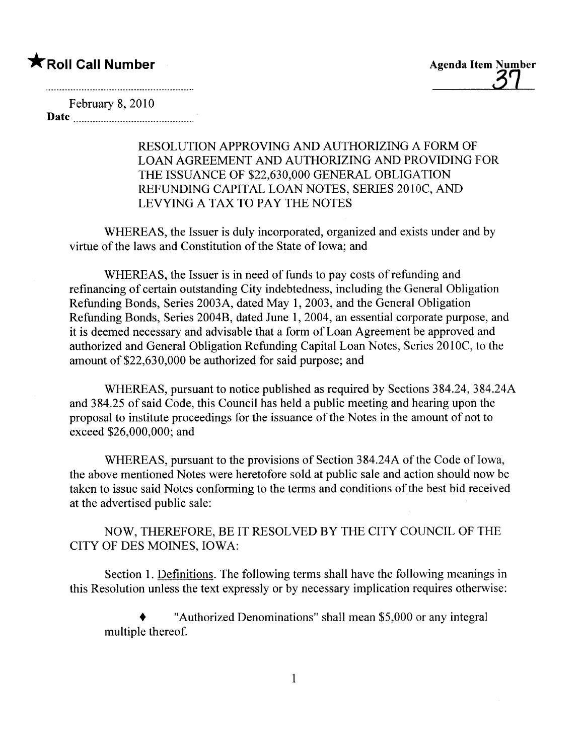★**Roll Call Number**

**Agenda Item Number**
37

February 8, 2010
**Date** ..............................................

RESOLUTION APPROVING AND AUTHORIZING A FORM OF LOAN AGREEMENT AND AUTHORIZING AND PROVIDING FOR THE ISSUANCE OF $22,630,000 GENERAL OBLIGATION REFUNDING CAPITAL LOAN NOTES, SERIES 2010C, AND LEVYING A TAX TO PAY THE NOTES

WHEREAS, the Issuer is duly incorporated, organized and exists under and by virtue of the laws and Constitution of the State of Iowa; and

WHEREAS, the Issuer is in need of funds to pay costs of refunding and refinancing of certain outstanding City indebtedness, including the General Obligation Refunding Bonds, Series 2003A, dated May 1, 2003, and the General Obligation Refunding Bonds, Series 2004B, dated June 1, 2004, an essential corporate purpose, and it is deemed necessary and advisable that a form of Loan Agreement be approved and authorized and General Obligation Refunding Capital Loan Notes, Series 2010C, to the amount of $22,630,000 be authorized for said purpose; and

WHEREAS, pursuant to notice published as required by Sections 384.24, 384.24A and 384.25 of said Code, this Council has held a public meeting and hearing upon the proposal to institute proceedings for the issuance of the Notes in the amount of not to exceed $26,000,000; and

WHEREAS, pursuant to the provisions of Section 384.24A of the Code of Iowa, the above mentioned Notes were heretofore sold at public sale and action should now be taken to issue said Notes conforming to the terms and conditions of the best bid received at the advertised public sale:

NOW, THEREFORE, BE IT RESOLVED BY THE CITY COUNCIL OF THE CITY OF DES MOINES, IOWA:

Section 1. Definitions. The following terms shall have the following meanings in this Resolution unless the text expressly or by necessary implication requires otherwise:

- "Authorized Denominations" shall mean $5,000 or any integral multiple thereof.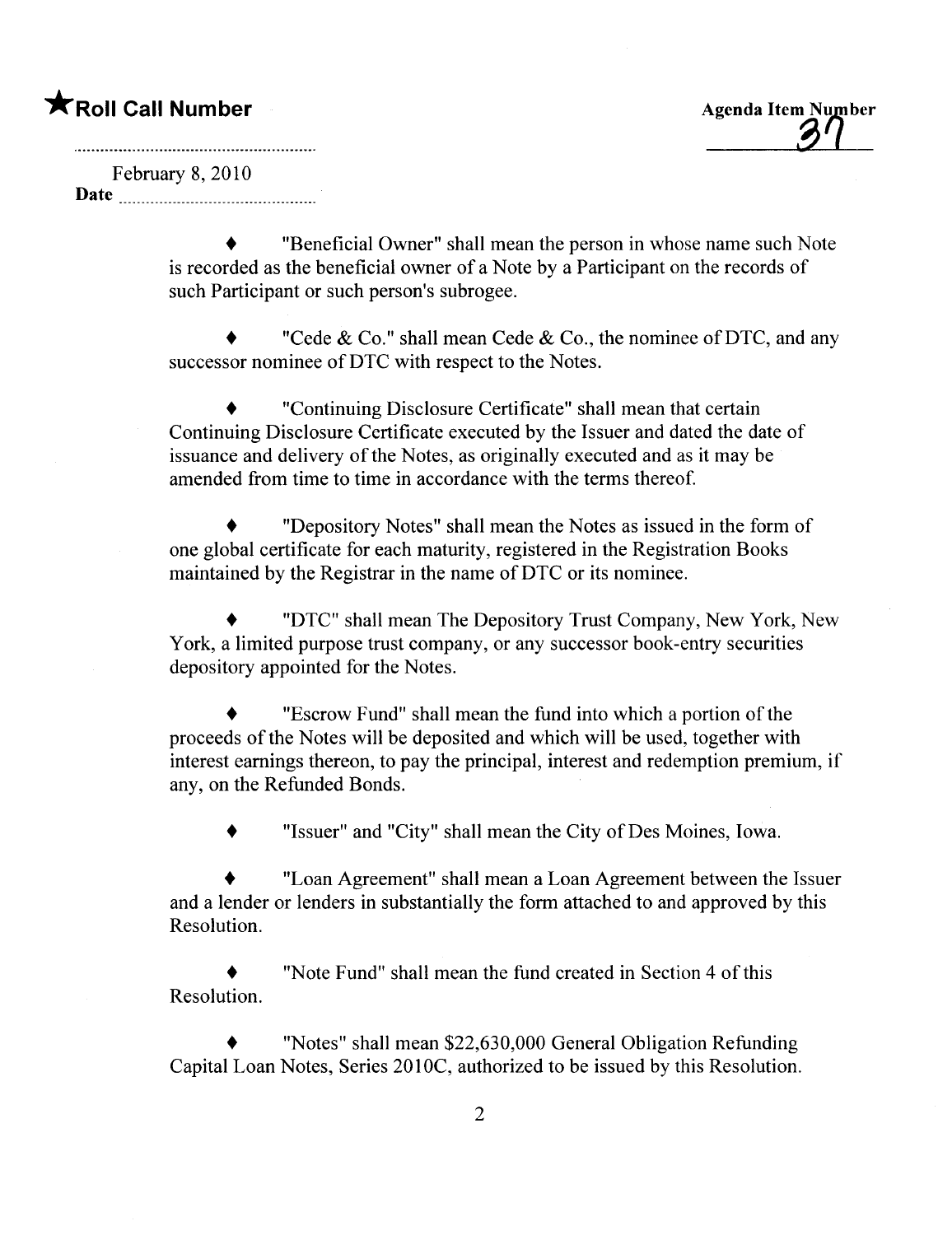★**Roll Call Number**

**Agenda Item Number**
37

February 8, 2010
**Date**

- "Beneficial Owner" shall mean the person in whose name such Note is recorded as the beneficial owner of a Note by a Participant on the records of such Participant or such person's subrogee.

- "Cede & Co." shall mean Cede & Co., the nominee of DTC, and any successor nominee of DTC with respect to the Notes.

- "Continuing Disclosure Certificate" shall mean that certain Continuing Disclosure Certificate executed by the Issuer and dated the date of issuance and delivery of the Notes, as originally executed and as it may be amended from time to time in accordance with the terms thereof.

- "Depository Notes" shall mean the Notes as issued in the form of one global certificate for each maturity, registered in the Registration Books maintained by the Registrar in the name of DTC or its nominee.

- "DTC" shall mean The Depository Trust Company, New York, New York, a limited purpose trust company, or any successor book-entry securities depository appointed for the Notes.

- "Escrow Fund" shall mean the fund into which a portion of the proceeds of the Notes will be deposited and which will be used, together with interest earnings thereon, to pay the principal, interest and redemption premium, if any, on the Refunded Bonds.

- "Issuer" and "City" shall mean the City of Des Moines, Iowa.

- "Loan Agreement" shall mean a Loan Agreement between the Issuer and a lender or lenders in substantially the form attached to and approved by this Resolution.

- "Note Fund" shall mean the fund created in Section 4 of this Resolution.

- "Notes" shall mean $22,630,000 General Obligation Refunding Capital Loan Notes, Series 2010C, authorized to be issued by this Resolution.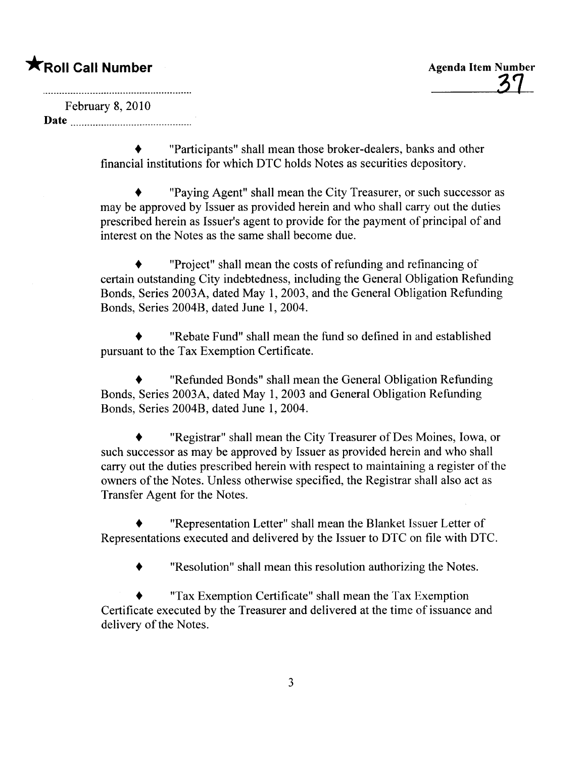- "Participants" shall mean those broker-dealers, banks and other financial institutions for which DTC holds Notes as securities depository.

- "Paying Agent" shall mean the City Treasurer, or such successor as may be approved by Issuer as provided herein and who shall carry out the duties prescribed herein as Issuer's agent to provide for the payment of principal of and interest on the Notes as the same shall become due.

- "Project" shall mean the costs of refunding and refinancing of certain outstanding City indebtedness, including the General Obligation Refunding Bonds, Series 2003A, dated May 1, 2003, and the General Obligation Refunding Bonds, Series 2004B, dated June 1, 2004.

- "Rebate Fund" shall mean the fund so defined in and established pursuant to the Tax Exemption Certificate.

- "Refunded Bonds" shall mean the General Obligation Refunding Bonds, Series 2003A, dated May 1, 2003 and General Obligation Refunding Bonds, Series 2004B, dated June 1, 2004.

- "Registrar" shall mean the City Treasurer of Des Moines, Iowa, or such successor as may be approved by Issuer as provided herein and who shall carry out the duties prescribed herein with respect to maintaining a register of the owners of the Notes. Unless otherwise specified, the Registrar shall also act as Transfer Agent for the Notes.

- "Representation Letter" shall mean the Blanket Issuer Letter of Representations executed and delivered by the Issuer to DTC on file with DTC.

- "Resolution" shall mean this resolution authorizing the Notes.

- "Tax Exemption Certificate" shall mean the Tax Exemption Certificate executed by the Treasurer and delivered at the time of issuance and delivery of the Notes.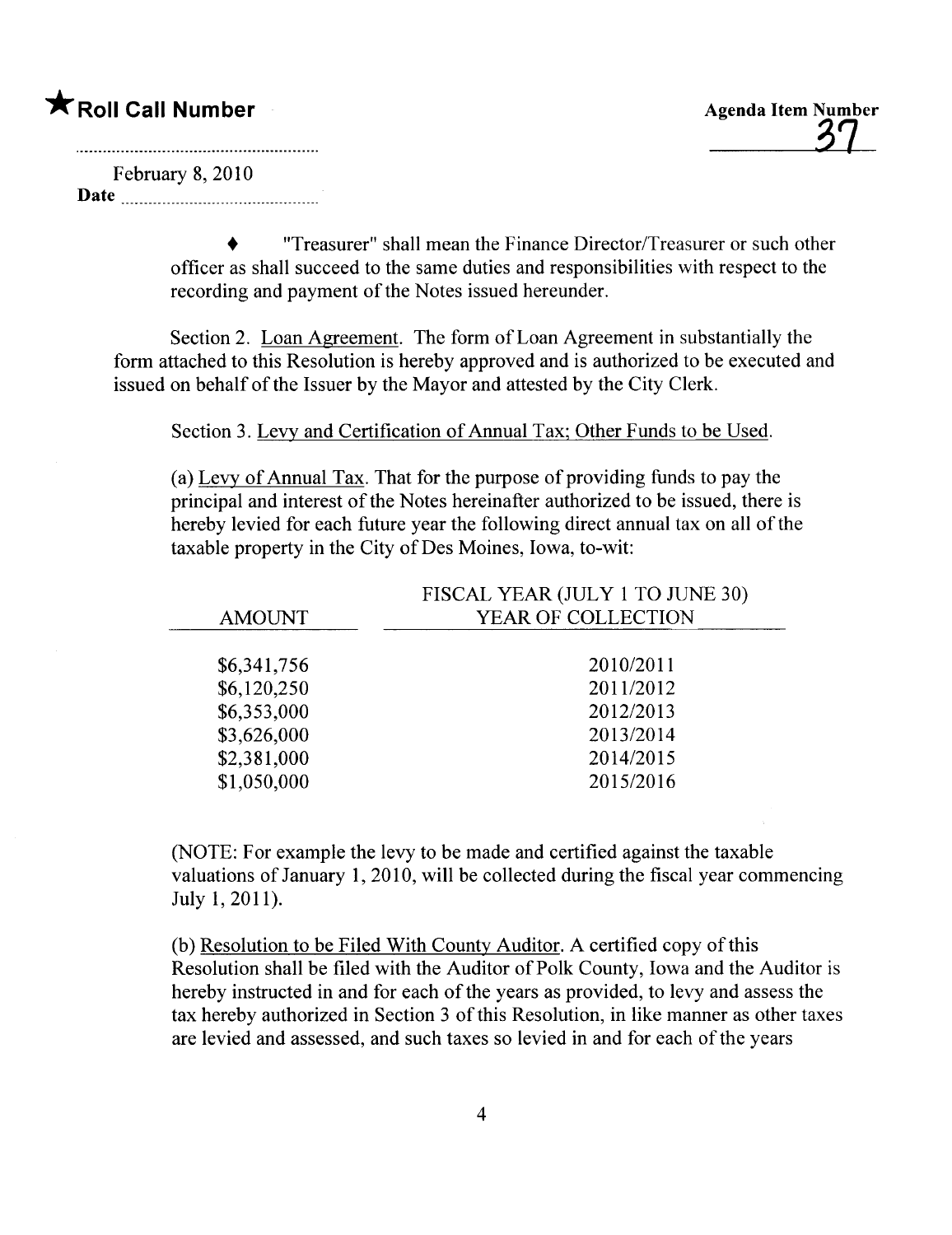★ **Roll Call Number**

**Agenda Item Number** 37

February 8, 2010
**Date** ..........

♦ "Treasurer" shall mean the Finance Director/Treasurer or such other officer as shall succeed to the same duties and responsibilities with respect to the recording and payment of the Notes issued hereunder.

Section 2. Loan Agreement. The form of Loan Agreement in substantially the form attached to this Resolution is hereby approved and is authorized to be executed and issued on behalf of the Issuer by the Mayor and attested by the City Clerk.

Section 3. Levy and Certification of Annual Tax; Other Funds to be Used.

(a) Levy of Annual Tax. That for the purpose of providing funds to pay the principal and interest of the Notes hereinafter authorized to be issued, there is hereby levied for each future year the following direct annual tax on all of the taxable property in the City of Des Moines, Iowa, to-wit:

| AMOUNT | FISCAL YEAR (JULY 1 TO JUNE 30) YEAR OF COLLECTION |
|---|---|
| $6,341,756 | 2010/2011 |
| $6,120,250 | 2011/2012 |
| $6,353,000 | 2012/2013 |
| $3,626,000 | 2013/2014 |
| $2,381,000 | 2014/2015 |
| $1,050,000 | 2015/2016 |

(NOTE: For example the levy to be made and certified against the taxable valuations of January 1, 2010, will be collected during the fiscal year commencing July 1, 2011).

(b) Resolution to be Filed With County Auditor. A certified copy of this Resolution shall be filed with the Auditor of Polk County, Iowa and the Auditor is hereby instructed in and for each of the years as provided, to levy and assess the tax hereby authorized in Section 3 of this Resolution, in like manner as other taxes are levied and assessed, and such taxes so levied in and for each of the years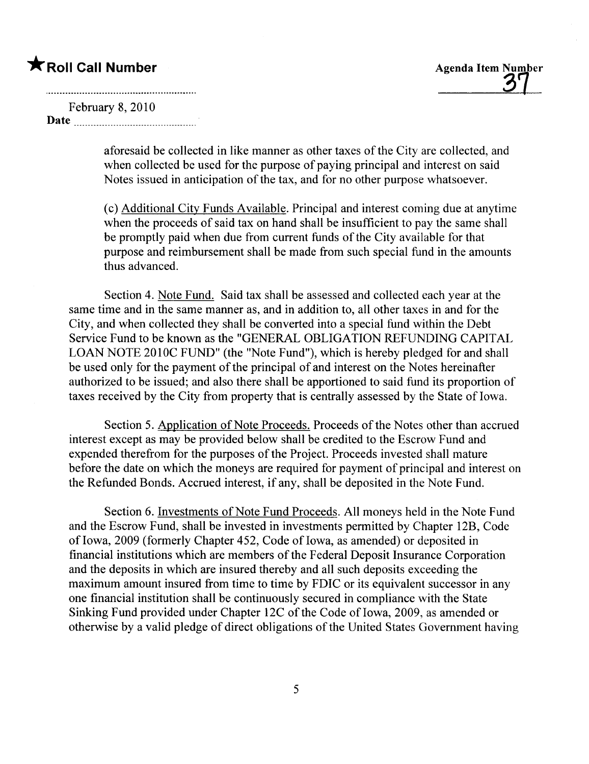aforesaid be collected in like manner as other taxes of the City are collected, and when collected be used for the purpose of paying principal and interest on said Notes issued in anticipation of the tax, and for no other purpose whatsoever.

(c) Additional City Funds Available. Principal and interest coming due at anytime when the proceeds of said tax on hand shall be insufficient to pay the same shall be promptly paid when due from current funds of the City available for that purpose and reimbursement shall be made from such special fund in the amounts thus advanced.

Section 4. Note Fund. Said tax shall be assessed and collected each year at the same time and in the same manner as, and in addition to, all other taxes in and for the City, and when collected they shall be converted into a special fund within the Debt Service Fund to be known as the "GENERAL OBLIGATION REFUNDING CAPITAL LOAN NOTE 2010C FUND" (the "Note Fund"), which is hereby pledged for and shall be used only for the payment of the principal of and interest on the Notes hereinafter authorized to be issued; and also there shall be apportioned to said fund its proportion of taxes received by the City from property that is centrally assessed by the State of Iowa.

Section 5. Application of Note Proceeds. Proceeds of the Notes other than accrued interest except as may be provided below shall be credited to the Escrow Fund and expended therefrom for the purposes of the Project. Proceeds invested shall mature before the date on which the moneys are required for payment of principal and interest on the Refunded Bonds. Accrued interest, if any, shall be deposited in the Note Fund.

Section 6. Investments of Note Fund Proceeds. All moneys held in the Note Fund and the Escrow Fund, shall be invested in investments permitted by Chapter 12B, Code of Iowa, 2009 (formerly Chapter 452, Code of Iowa, as amended) or deposited in financial institutions which are members of the Federal Deposit Insurance Corporation and the deposits in which are insured thereby and all such deposits exceeding the maximum amount insured from time to time by FDIC or its equivalent successor in any one financial institution shall be continuously secured in compliance with the State Sinking Fund provided under Chapter 12C of the Code of Iowa, 2009, as amended or otherwise by a valid pledge of direct obligations of the United States Government having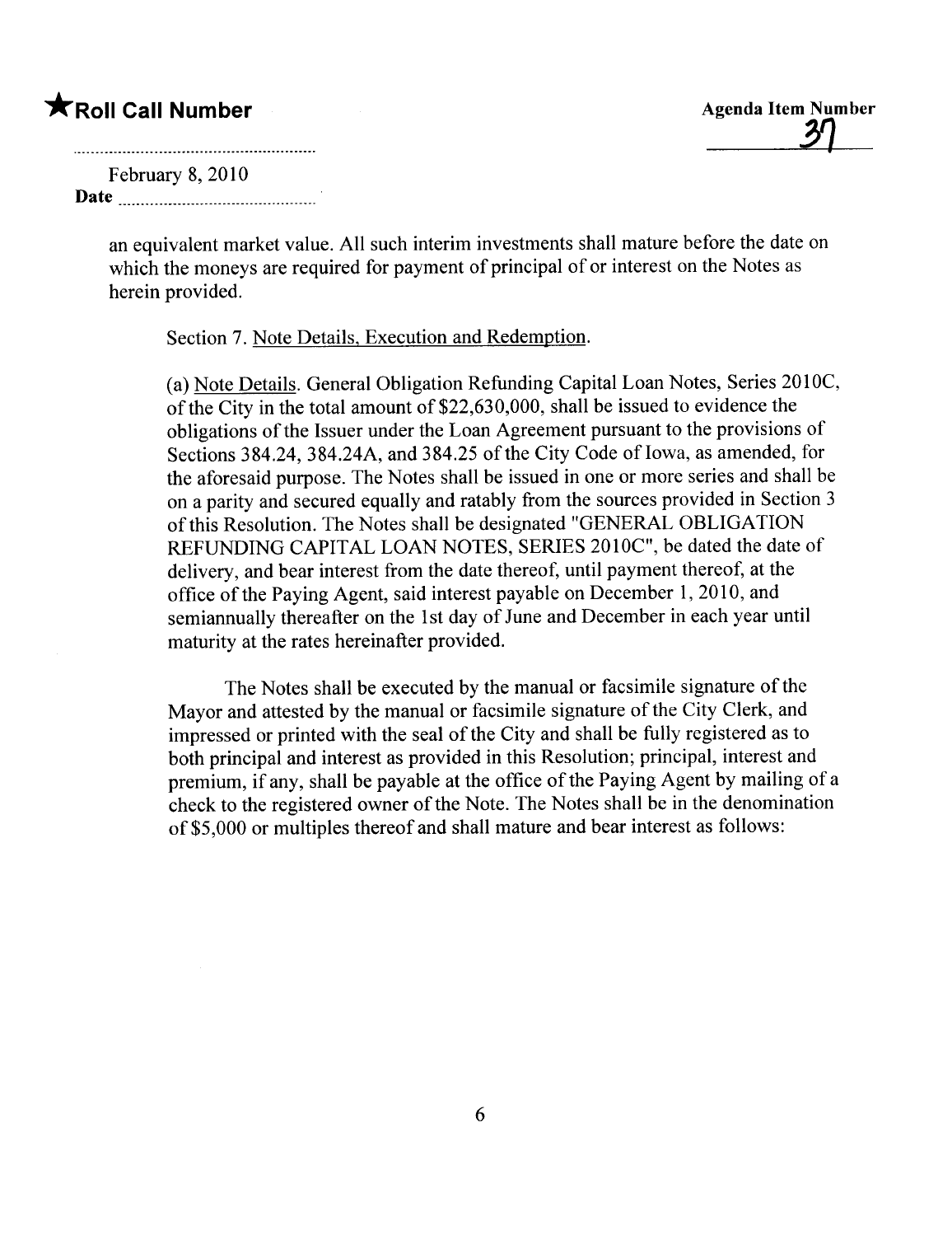an equivalent market value. All such interim investments shall mature before the date on which the moneys are required for payment of principal of or interest on the Notes as herein provided.

Section 7. Note Details, Execution and Redemption.

(a) Note Details. General Obligation Refunding Capital Loan Notes, Series 2010C, of the City in the total amount of $22,630,000, shall be issued to evidence the obligations of the Issuer under the Loan Agreement pursuant to the provisions of Sections 384.24, 384.24A, and 384.25 of the City Code of Iowa, as amended, for the aforesaid purpose. The Notes shall be issued in one or more series and shall be on a parity and secured equally and ratably from the sources provided in Section 3 of this Resolution. The Notes shall be designated "GENERAL OBLIGATION REFUNDING CAPITAL LOAN NOTES, SERIES 2010C", be dated the date of delivery, and bear interest from the date thereof, until payment thereof, at the office of the Paying Agent, said interest payable on December 1, 2010, and semiannually thereafter on the 1st day of June and December in each year until maturity at the rates hereinafter provided.

The Notes shall be executed by the manual or facsimile signature of the Mayor and attested by the manual or facsimile signature of the City Clerk, and impressed or printed with the seal of the City and shall be fully registered as to both principal and interest as provided in this Resolution; principal, interest and premium, if any, shall be payable at the office of the Paying Agent by mailing of a check to the registered owner of the Note. The Notes shall be in the denomination of $5,000 or multiples thereof and shall mature and bear interest as follows: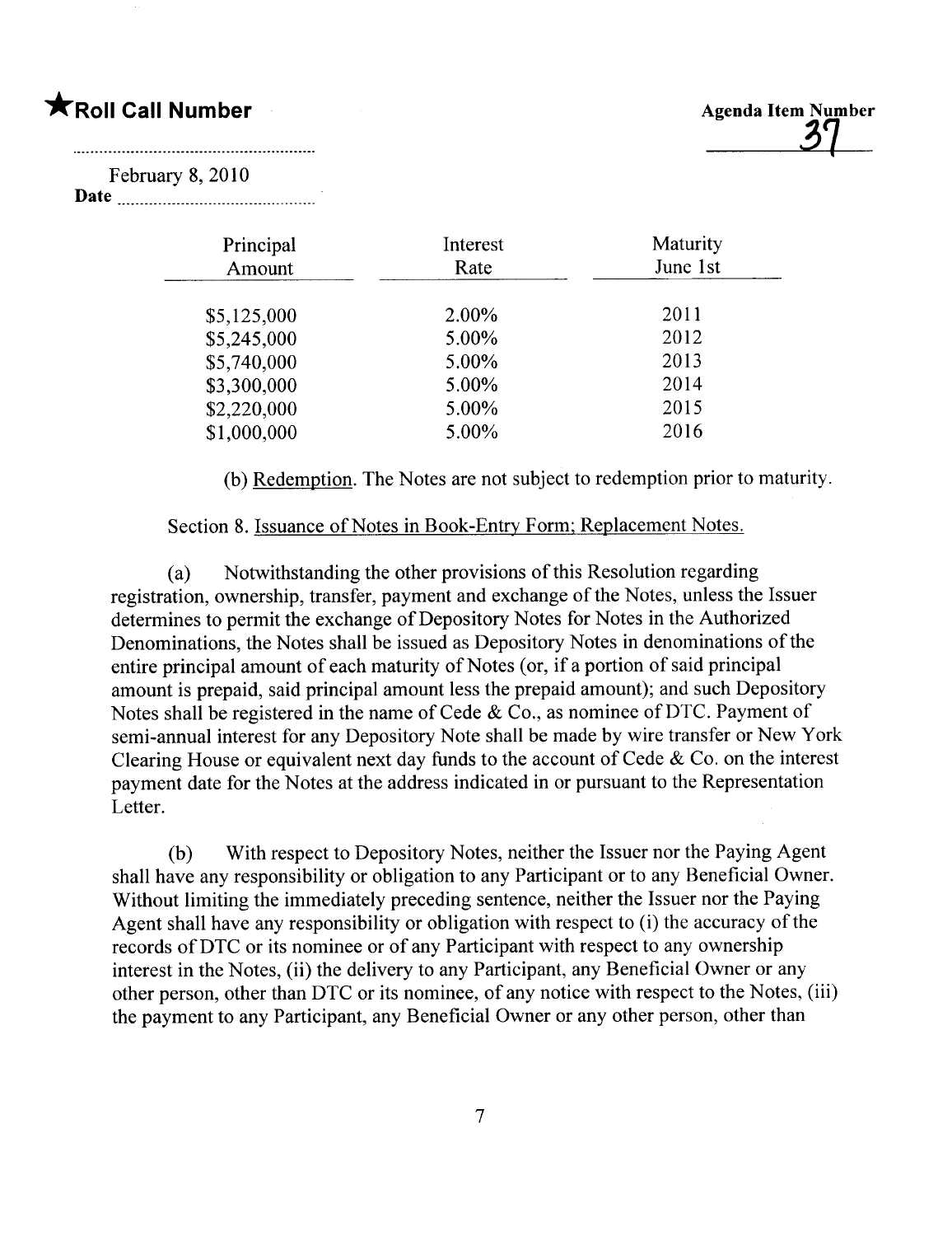| Principal Amount | Interest Rate | Maturity June 1st |
|---|---|---|
| $5,125,000 | 2.00% | 2011 |
| $5,245,000 | 5.00% | 2012 |
| $5,740,000 | 5.00% | 2013 |
| $3,300,000 | 5.00% | 2014 |
| $2,220,000 | 5.00% | 2015 |
| $1,000,000 | 5.00% | 2016 |

(b) Redemption. The Notes are not subject to redemption prior to maturity.

Section 8. Issuance of Notes in Book-Entry Form; Replacement Notes.

(a) Notwithstanding the other provisions of this Resolution regarding registration, ownership, transfer, payment and exchange of the Notes, unless the Issuer determines to permit the exchange of Depository Notes for Notes in the Authorized Denominations, the Notes shall be issued as Depository Notes in denominations of the entire principal amount of each maturity of Notes (or, if a portion of said principal amount is prepaid, said principal amount less the prepaid amount); and such Depository Notes shall be registered in the name of Cede & Co., as nominee of DTC. Payment of semi-annual interest for any Depository Note shall be made by wire transfer or New York Clearing House or equivalent next day funds to the account of Cede & Co. on the interest payment date for the Notes at the address indicated in or pursuant to the Representation Letter.

(b) With respect to Depository Notes, neither the Issuer nor the Paying Agent shall have any responsibility or obligation to any Participant or to any Beneficial Owner. Without limiting the immediately preceding sentence, neither the Issuer nor the Paying Agent shall have any responsibility or obligation with respect to (i) the accuracy of the records of DTC or its nominee or of any Participant with respect to any ownership interest in the Notes, (ii) the delivery to any Participant, any Beneficial Owner or any other person, other than DTC or its nominee, of any notice with respect to the Notes, (iii) the payment to any Participant, any Beneficial Owner or any other person, other than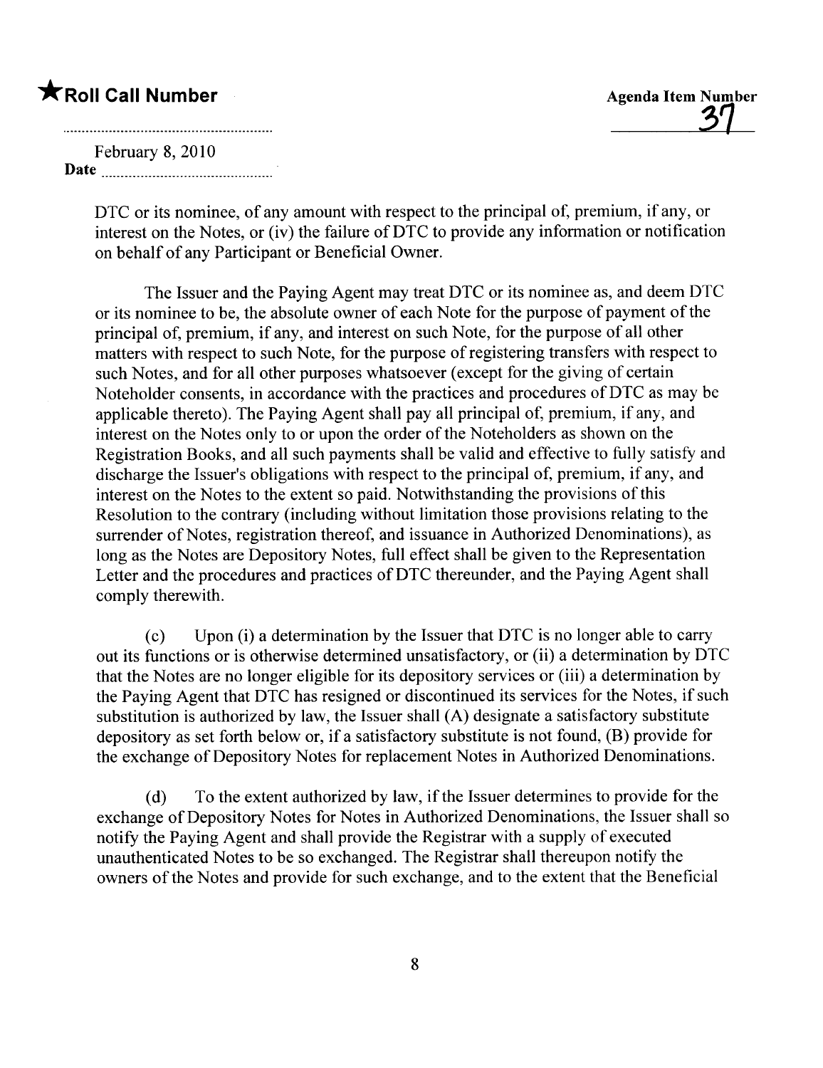DTC or its nominee, of any amount with respect to the principal of, premium, if any, or interest on the Notes, or (iv) the failure of DTC to provide any information or notification on behalf of any Participant or Beneficial Owner.

The Issuer and the Paying Agent may treat DTC or its nominee as, and deem DTC or its nominee to be, the absolute owner of each Note for the purpose of payment of the principal of, premium, if any, and interest on such Note, for the purpose of all other matters with respect to such Note, for the purpose of registering transfers with respect to such Notes, and for all other purposes whatsoever (except for the giving of certain Noteholder consents, in accordance with the practices and procedures of DTC as may be applicable thereto). The Paying Agent shall pay all principal of, premium, if any, and interest on the Notes only to or upon the order of the Noteholders as shown on the Registration Books, and all such payments shall be valid and effective to fully satisfy and discharge the Issuer's obligations with respect to the principal of, premium, if any, and interest on the Notes to the extent so paid. Notwithstanding the provisions of this Resolution to the contrary (including without limitation those provisions relating to the surrender of Notes, registration thereof, and issuance in Authorized Denominations), as long as the Notes are Depository Notes, full effect shall be given to the Representation Letter and the procedures and practices of DTC thereunder, and the Paying Agent shall comply therewith.

(c) Upon (i) a determination by the Issuer that DTC is no longer able to carry out its functions or is otherwise determined unsatisfactory, or (ii) a determination by DTC that the Notes are no longer eligible for its depository services or (iii) a determination by the Paying Agent that DTC has resigned or discontinued its services for the Notes, if such substitution is authorized by law, the Issuer shall (A) designate a satisfactory substitute depository as set forth below or, if a satisfactory substitute is not found, (B) provide for the exchange of Depository Notes for replacement Notes in Authorized Denominations.

(d) To the extent authorized by law, if the Issuer determines to provide for the exchange of Depository Notes for Notes in Authorized Denominations, the Issuer shall so notify the Paying Agent and shall provide the Registrar with a supply of executed unauthenticated Notes to be so exchanged. The Registrar shall thereupon notify the owners of the Notes and provide for such exchange, and to the extent that the Beneficial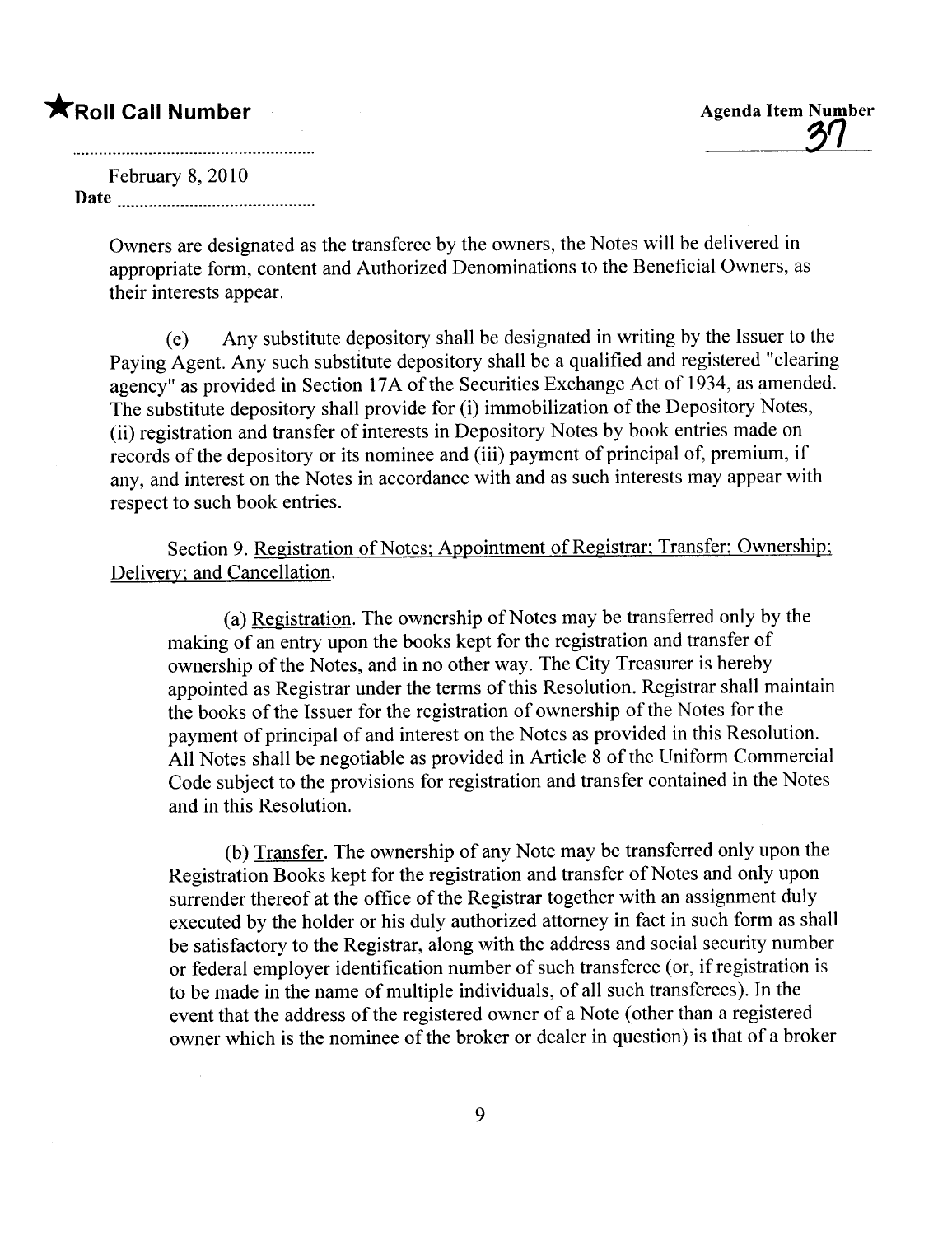Owners are designated as the transferee by the owners, the Notes will be delivered in appropriate form, content and Authorized Denominations to the Beneficial Owners, as their interests appear.

(e) Any substitute depository shall be designated in writing by the Issuer to the Paying Agent. Any such substitute depository shall be a qualified and registered "clearing agency" as provided in Section 17A of the Securities Exchange Act of 1934, as amended. The substitute depository shall provide for (i) immobilization of the Depository Notes, (ii) registration and transfer of interests in Depository Notes by book entries made on records of the depository or its nominee and (iii) payment of principal of, premium, if any, and interest on the Notes in accordance with and as such interests may appear with respect to such book entries.

Section 9. Registration of Notes; Appointment of Registrar; Transfer; Ownership; Delivery; and Cancellation.

(a) Registration. The ownership of Notes may be transferred only by the making of an entry upon the books kept for the registration and transfer of ownership of the Notes, and in no other way. The City Treasurer is hereby appointed as Registrar under the terms of this Resolution. Registrar shall maintain the books of the Issuer for the registration of ownership of the Notes for the payment of principal of and interest on the Notes as provided in this Resolution. All Notes shall be negotiable as provided in Article 8 of the Uniform Commercial Code subject to the provisions for registration and transfer contained in the Notes and in this Resolution.

(b) Transfer. The ownership of any Note may be transferred only upon the Registration Books kept for the registration and transfer of Notes and only upon surrender thereof at the office of the Registrar together with an assignment duly executed by the holder or his duly authorized attorney in fact in such form as shall be satisfactory to the Registrar, along with the address and social security number or federal employer identification number of such transferee (or, if registration is to be made in the name of multiple individuals, of all such transferees). In the event that the address of the registered owner of a Note (other than a registered owner which is the nominee of the broker or dealer in question) is that of a broker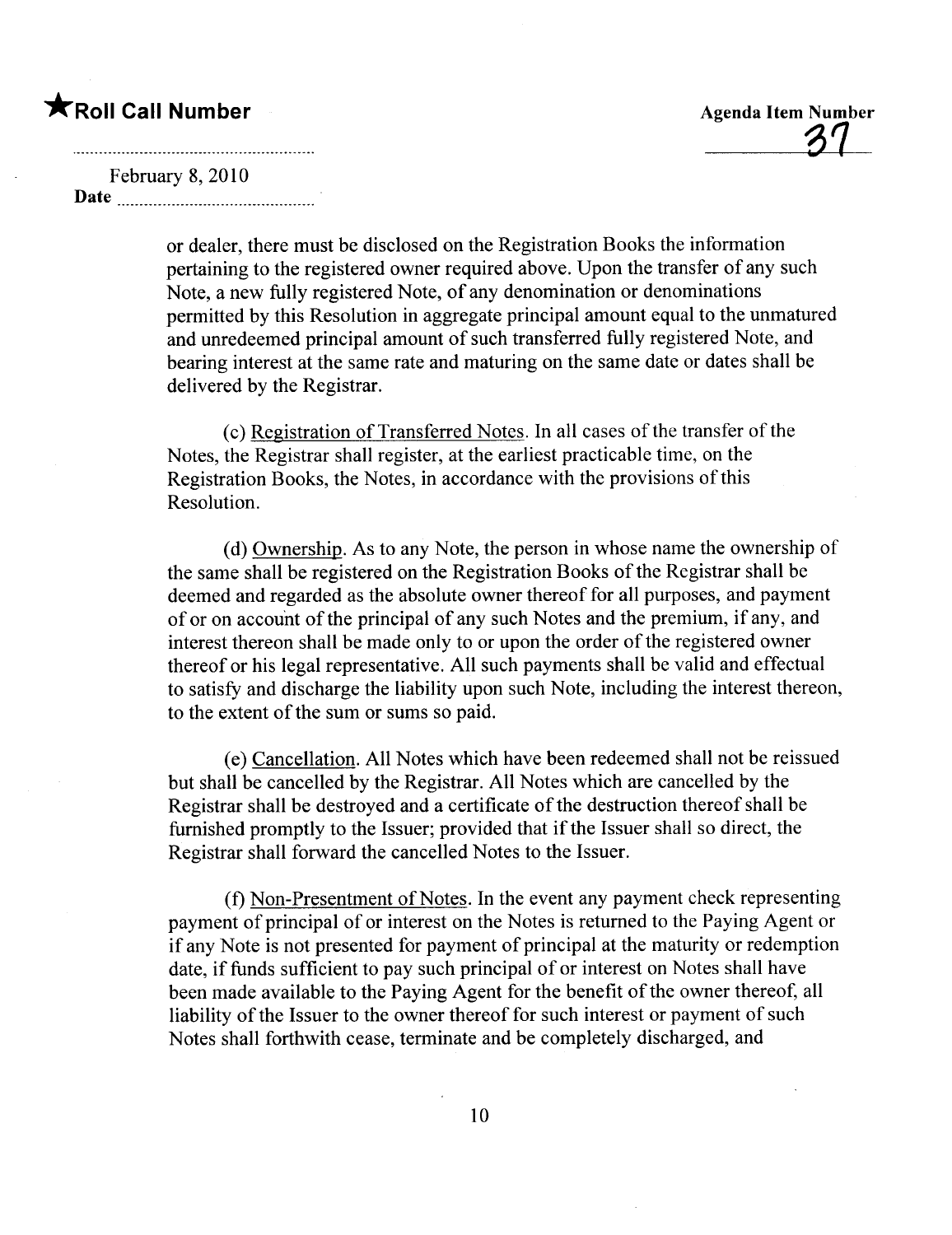or dealer, there must be disclosed on the Registration Books the information pertaining to the registered owner required above. Upon the transfer of any such Note, a new fully registered Note, of any denomination or denominations permitted by this Resolution in aggregate principal amount equal to the unmatured and unredeemed principal amount of such transferred fully registered Note, and bearing interest at the same rate and maturing on the same date or dates shall be delivered by the Registrar.

(c) Registration of Transferred Notes. In all cases of the transfer of the Notes, the Registrar shall register, at the earliest practicable time, on the Registration Books, the Notes, in accordance with the provisions of this Resolution.

(d) Ownership. As to any Note, the person in whose name the ownership of the same shall be registered on the Registration Books of the Registrar shall be deemed and regarded as the absolute owner thereof for all purposes, and payment of or on account of the principal of any such Notes and the premium, if any, and interest thereon shall be made only to or upon the order of the registered owner thereof or his legal representative. All such payments shall be valid and effectual to satisfy and discharge the liability upon such Note, including the interest thereon, to the extent of the sum or sums so paid.

(e) Cancellation. All Notes which have been redeemed shall not be reissued but shall be cancelled by the Registrar. All Notes which are cancelled by the Registrar shall be destroyed and a certificate of the destruction thereof shall be furnished promptly to the Issuer; provided that if the Issuer shall so direct, the Registrar shall forward the cancelled Notes to the Issuer.

(f) Non-Presentment of Notes. In the event any payment check representing payment of principal of or interest on the Notes is returned to the Paying Agent or if any Note is not presented for payment of principal at the maturity or redemption date, if funds sufficient to pay such principal of or interest on Notes shall have been made available to the Paying Agent for the benefit of the owner thereof, all liability of the Issuer to the owner thereof for such interest or payment of such Notes shall forthwith cease, terminate and be completely discharged, and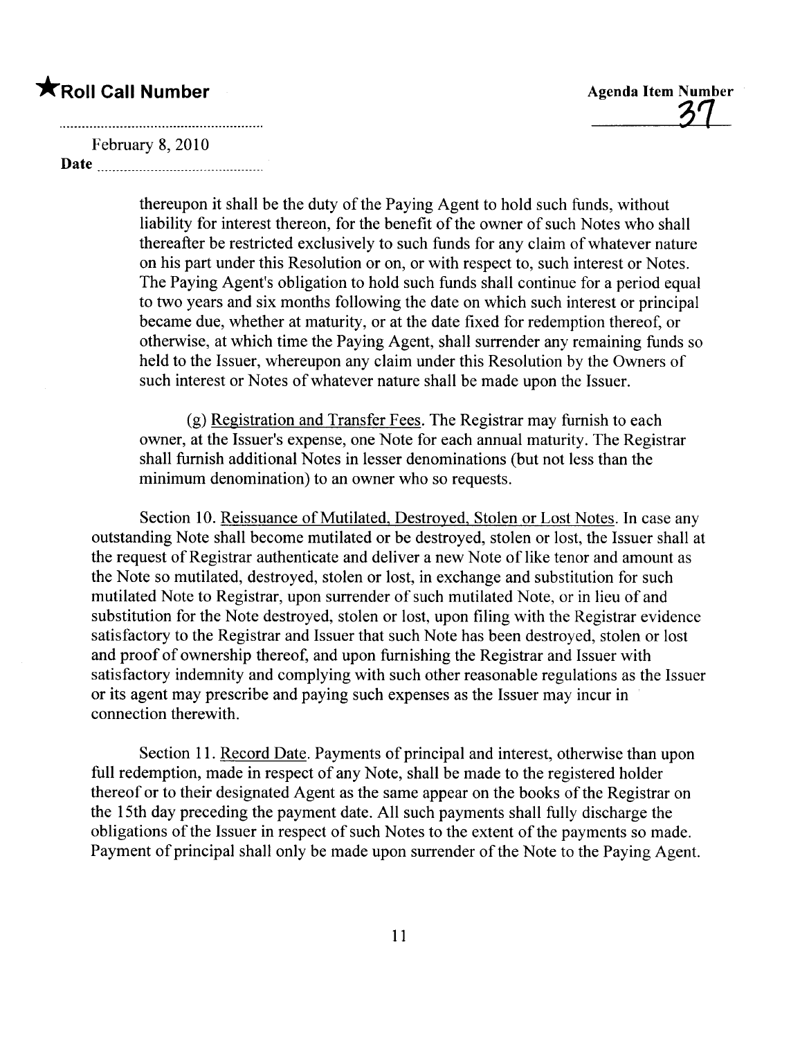thereupon it shall be the duty of the Paying Agent to hold such funds, without liability for interest thereon, for the benefit of the owner of such Notes who shall thereafter be restricted exclusively to such funds for any claim of whatever nature on his part under this Resolution or on, or with respect to, such interest or Notes. The Paying Agent's obligation to hold such funds shall continue for a period equal to two years and six months following the date on which such interest or principal became due, whether at maturity, or at the date fixed for redemption thereof, or otherwise, at which time the Paying Agent, shall surrender any remaining funds so held to the Issuer, whereupon any claim under this Resolution by the Owners of such interest or Notes of whatever nature shall be made upon the Issuer.

(g) Registration and Transfer Fees. The Registrar may furnish to each owner, at the Issuer's expense, one Note for each annual maturity. The Registrar shall furnish additional Notes in lesser denominations (but not less than the minimum denomination) to an owner who so requests.

Section 10. Reissuance of Mutilated, Destroyed, Stolen or Lost Notes. In case any outstanding Note shall become mutilated or be destroyed, stolen or lost, the Issuer shall at the request of Registrar authenticate and deliver a new Note of like tenor and amount as the Note so mutilated, destroyed, stolen or lost, in exchange and substitution for such mutilated Note to Registrar, upon surrender of such mutilated Note, or in lieu of and substitution for the Note destroyed, stolen or lost, upon filing with the Registrar evidence satisfactory to the Registrar and Issuer that such Note has been destroyed, stolen or lost and proof of ownership thereof, and upon furnishing the Registrar and Issuer with satisfactory indemnity and complying with such other reasonable regulations as the Issuer or its agent may prescribe and paying such expenses as the Issuer may incur in connection therewith.

Section 11. Record Date. Payments of principal and interest, otherwise than upon full redemption, made in respect of any Note, shall be made to the registered holder thereof or to their designated Agent as the same appear on the books of the Registrar on the 15th day preceding the payment date. All such payments shall fully discharge the obligations of the Issuer in respect of such Notes to the extent of the payments so made. Payment of principal shall only be made upon surrender of the Note to the Paying Agent.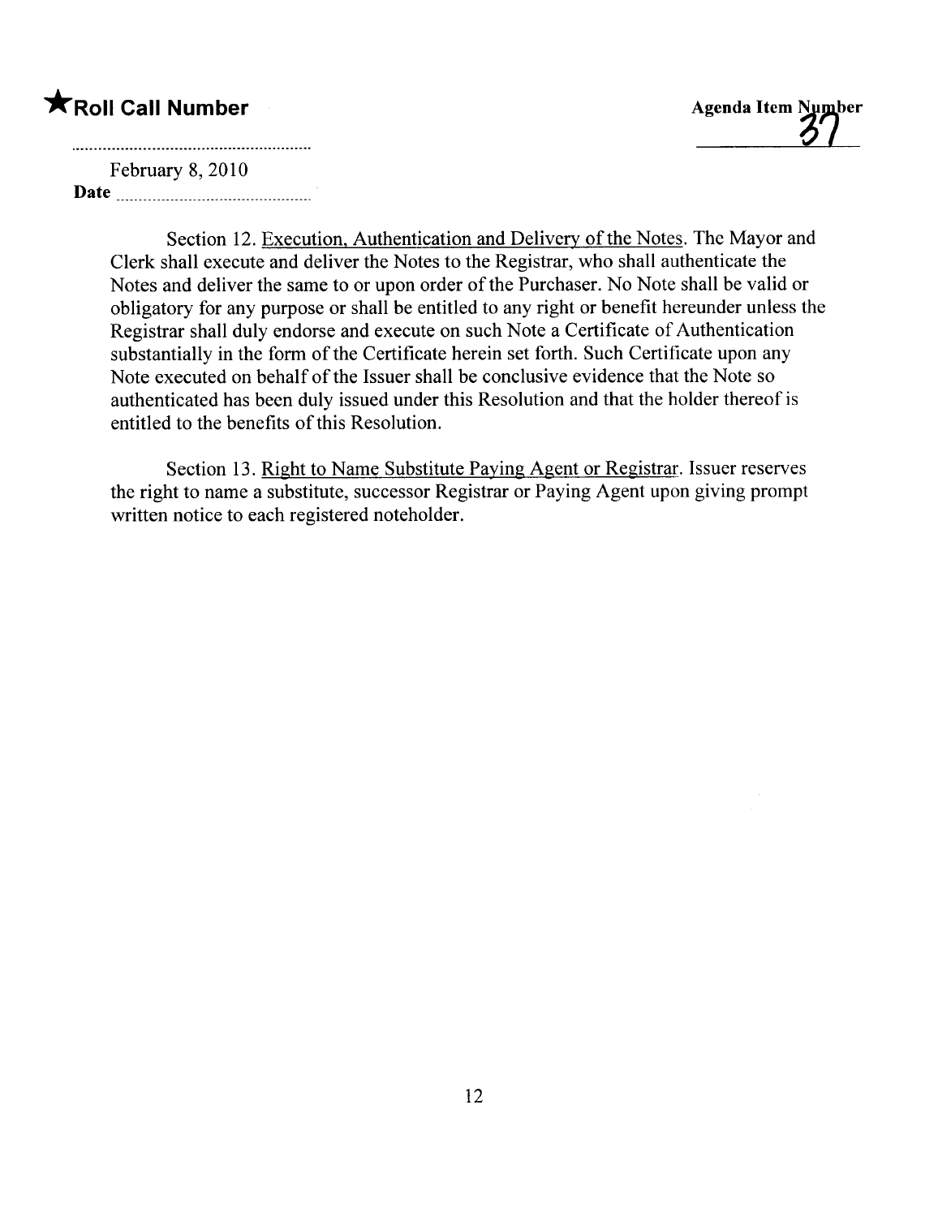★**Roll Call Number**

Agenda Item Number 37

February 8, 2010
**Date** ..............................

Section 12. Execution, Authentication and Delivery of the Notes. The Mayor and Clerk shall execute and deliver the Notes to the Registrar, who shall authenticate the Notes and deliver the same to or upon order of the Purchaser. No Note shall be valid or obligatory for any purpose or shall be entitled to any right or benefit hereunder unless the Registrar shall duly endorse and execute on such Note a Certificate of Authentication substantially in the form of the Certificate herein set forth. Such Certificate upon any Note executed on behalf of the Issuer shall be conclusive evidence that the Note so authenticated has been duly issued under this Resolution and that the holder thereof is entitled to the benefits of this Resolution.

Section 13. Right to Name Substitute Paying Agent or Registrar. Issuer reserves the right to name a substitute, successor Registrar or Paying Agent upon giving prompt written notice to each registered noteholder.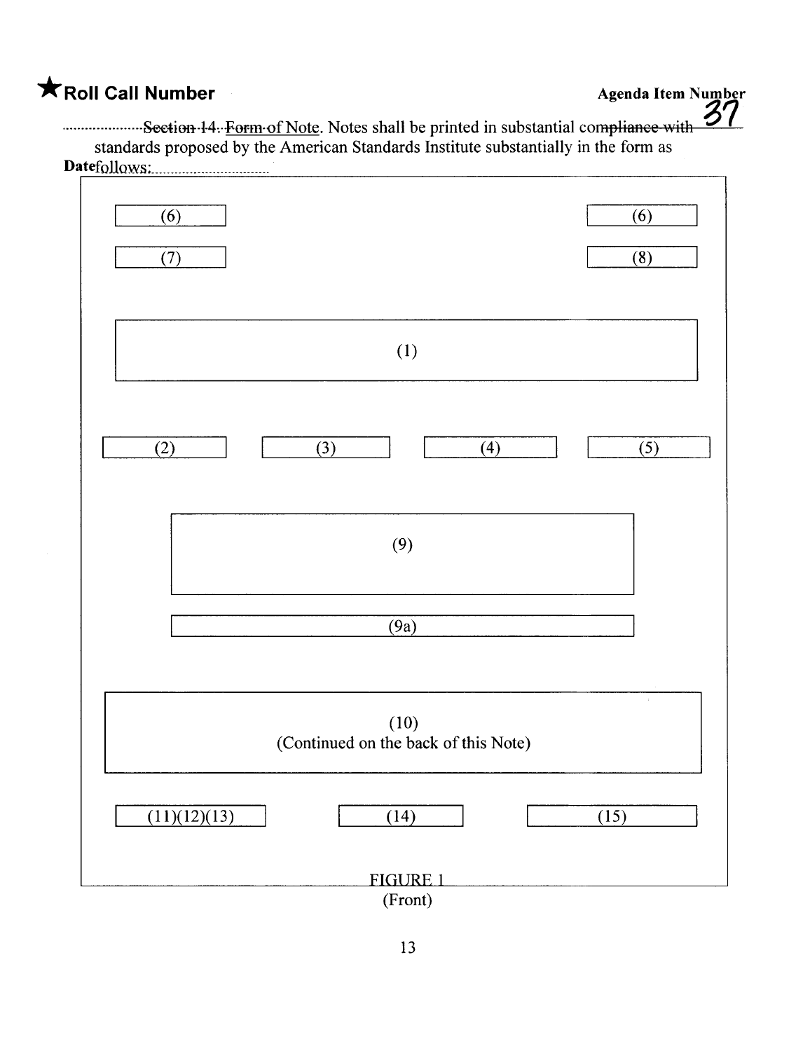Section 14. Form of Note. Notes shall be printed in substantial compliance with standards proposed by the American Standards Institute substantially in the form as follows:

| (6) | | | (6) |
|---|---|---|---|
| (7) | | | (8) |

(1)

| (2) | (3) | (4) | (5) |
|---|---|---|---|

(9)

(9a)

(10)
(Continued on the back of this Note)

| (11)(12)(13) | (14) | (15) |
|---|---|---|

FIGURE 1
(Front)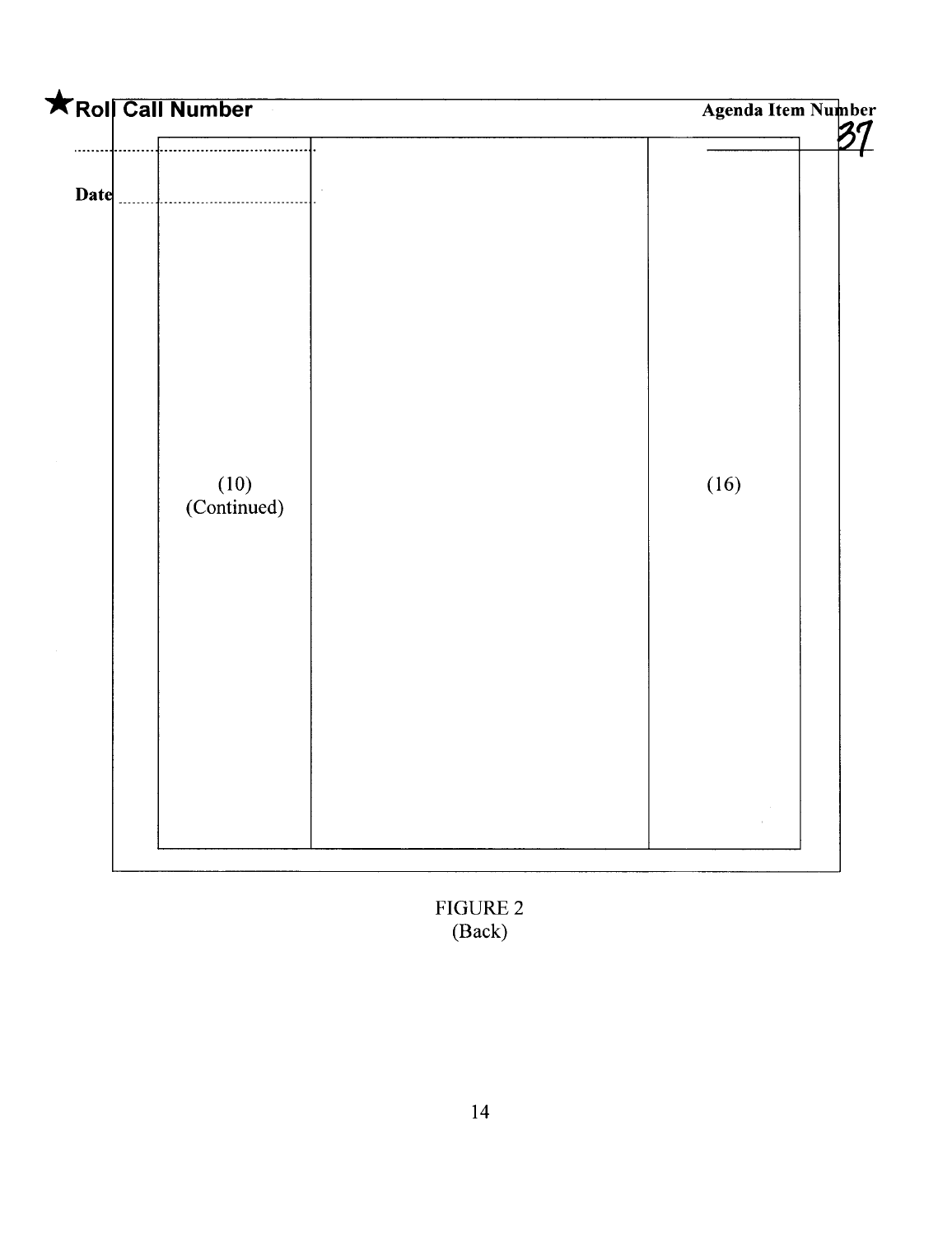★Roll Call Number

Agenda Item Number
37

Date

| (10) (Continued) | | (16) |
|---|---|---|

FIGURE 2
(Back)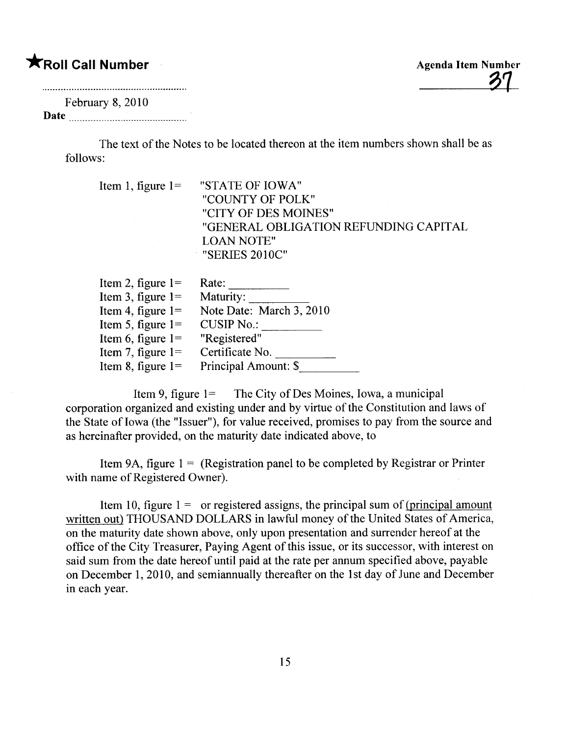★**Roll Call Number**

**Agenda Item Number**
37

February 8, 2010
**Date**

The text of the Notes to be located thereon at the item numbers shown shall be as follows:

Item 1, figure 1= "STATE OF IOWA"
"COUNTY OF POLK"
"CITY OF DES MOINES"
"GENERAL OBLIGATION REFUNDING CAPITAL LOAN NOTE"
"SERIES 2010C"

Item 2, figure 1= Rate: __________
Item 3, figure 1= Maturity: __________
Item 4, figure 1= Note Date: March 3, 2010
Item 5, figure 1= CUSIP No.: __________
Item 6, figure 1= "Registered"
Item 7, figure 1= Certificate No. __________
Item 8, figure 1= Principal Amount: $__________

Item 9, figure 1= The City of Des Moines, Iowa, a municipal corporation organized and existing under and by virtue of the Constitution and laws of the State of Iowa (the "Issuer"), for value received, promises to pay from the source and as hereinafter provided, on the maturity date indicated above, to

Item 9A, figure 1 = (Registration panel to be completed by Registrar or Printer with name of Registered Owner).

Item 10, figure 1 = or registered assigns, the principal sum of (principal amount written out) THOUSAND DOLLARS in lawful money of the United States of America, on the maturity date shown above, only upon presentation and surrender hereof at the office of the City Treasurer, Paying Agent of this issue, or its successor, with interest on said sum from the date hereof until paid at the rate per annum specified above, payable on December 1, 2010, and semiannually thereafter on the 1st day of June and December in each year.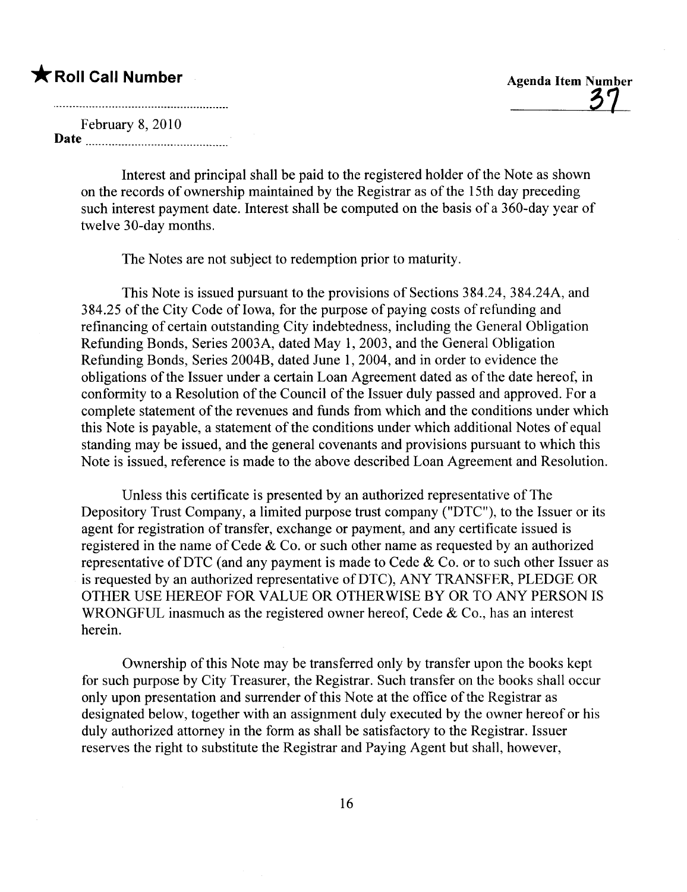Interest and principal shall be paid to the registered holder of the Note as shown on the records of ownership maintained by the Registrar as of the 15th day preceding such interest payment date. Interest shall be computed on the basis of a 360-day year of twelve 30-day months.

The Notes are not subject to redemption prior to maturity.

This Note is issued pursuant to the provisions of Sections 384.24, 384.24A, and 384.25 of the City Code of Iowa, for the purpose of paying costs of refunding and refinancing of certain outstanding City indebtedness, including the General Obligation Refunding Bonds, Series 2003A, dated May 1, 2003, and the General Obligation Refunding Bonds, Series 2004B, dated June 1, 2004, and in order to evidence the obligations of the Issuer under a certain Loan Agreement dated as of the date hereof, in conformity to a Resolution of the Council of the Issuer duly passed and approved. For a complete statement of the revenues and funds from which and the conditions under which this Note is payable, a statement of the conditions under which additional Notes of equal standing may be issued, and the general covenants and provisions pursuant to which this Note is issued, reference is made to the above described Loan Agreement and Resolution.

Unless this certificate is presented by an authorized representative of The Depository Trust Company, a limited purpose trust company ("DTC"), to the Issuer or its agent for registration of transfer, exchange or payment, and any certificate issued is registered in the name of Cede & Co. or such other name as requested by an authorized representative of DTC (and any payment is made to Cede & Co. or to such other Issuer as is requested by an authorized representative of DTC), ANY TRANSFER, PLEDGE OR OTHER USE HEREOF FOR VALUE OR OTHERWISE BY OR TO ANY PERSON IS WRONGFUL inasmuch as the registered owner hereof, Cede & Co., has an interest herein.

Ownership of this Note may be transferred only by transfer upon the books kept for such purpose by City Treasurer, the Registrar. Such transfer on the books shall occur only upon presentation and surrender of this Note at the office of the Registrar as designated below, together with an assignment duly executed by the owner hereof or his duly authorized attorney in the form as shall be satisfactory to the Registrar. Issuer reserves the right to substitute the Registrar and Paying Agent but shall, however,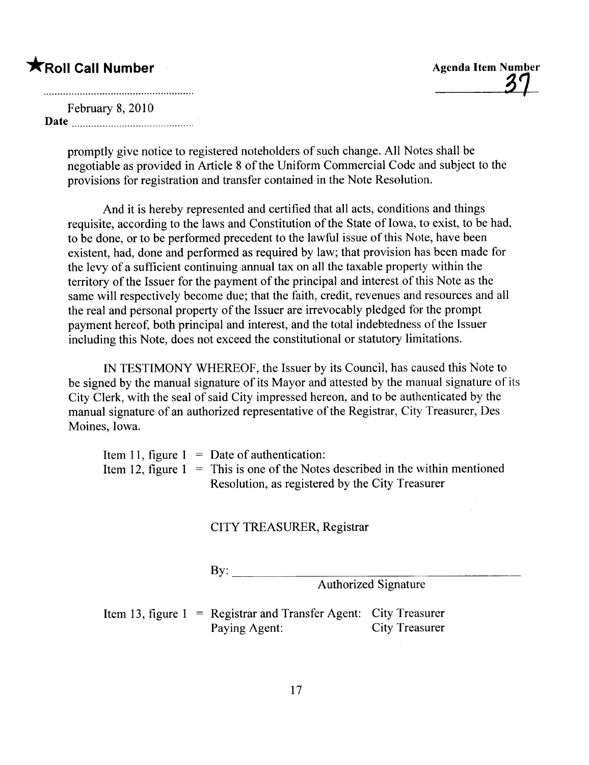promptly give notice to registered noteholders of such change. All Notes shall be negotiable as provided in Article 8 of the Uniform Commercial Code and subject to the provisions for registration and transfer contained in the Note Resolution.

And it is hereby represented and certified that all acts, conditions and things requisite, according to the laws and Constitution of the State of Iowa, to exist, to be had, to be done, or to be performed precedent to the lawful issue of this Note, have been existent, had, done and performed as required by law; that provision has been made for the levy of a sufficient continuing annual tax on all the taxable property within the territory of the Issuer for the payment of the principal and interest of this Note as the same will respectively become due; that the faith, credit, revenues and resources and all the real and personal property of the Issuer are irrevocably pledged for the prompt payment hereof, both principal and interest, and the total indebtedness of the Issuer including this Note, does not exceed the constitutional or statutory limitations.

IN TESTIMONY WHEREOF, the Issuer by its Council, has caused this Note to be signed by the manual signature of its Mayor and attested by the manual signature of its City Clerk, with the seal of said City impressed hereon, and to be authenticated by the manual signature of an authorized representative of the Registrar, City Treasurer, Des Moines, Iowa.

Item 11, figure 1 = Date of authentication:

Item 12, figure 1 = This is one of the Notes described in the within mentioned Resolution, as registered by the City Treasurer

CITY TREASURER, Registrar

By: ______________________________

Authorized Signature

Item 13, figure 1 = Registrar and Transfer Agent: City Treasurer
Paying Agent: City Treasurer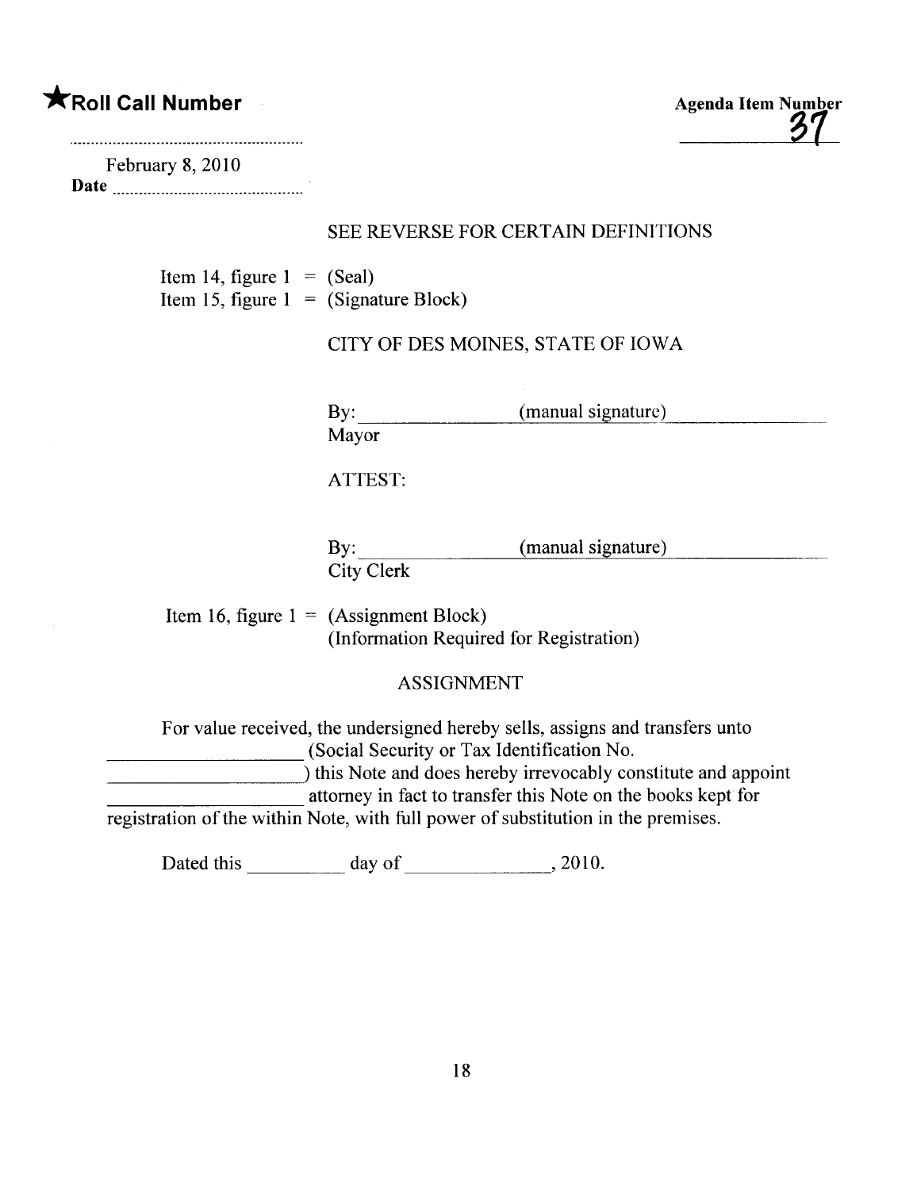★**Roll Call Number**

**Agenda Item Number** 37

February 8, 2010
**Date**

SEE REVERSE FOR CERTAIN DEFINITIONS

Item 14, figure 1 = (Seal)
Item 15, figure 1 = (Signature Block)

CITY OF DES MOINES, STATE OF IOWA

By: ______________ (manual signature) ______________
Mayor

ATTEST:

By: ______________ (manual signature) ______________
City Clerk

Item 16, figure 1 = (Assignment Block)
(Information Required for Registration)

ASSIGNMENT

For value received, the undersigned hereby sells, assigns and transfers unto ____________________ (Social Security or Tax Identification No. ____________________) this Note and does hereby irrevocably constitute and appoint ____________________ attorney in fact to transfer this Note on the books kept for registration of the within Note, with full power of substitution in the premises.

Dated this __________ day of _______________, 2010.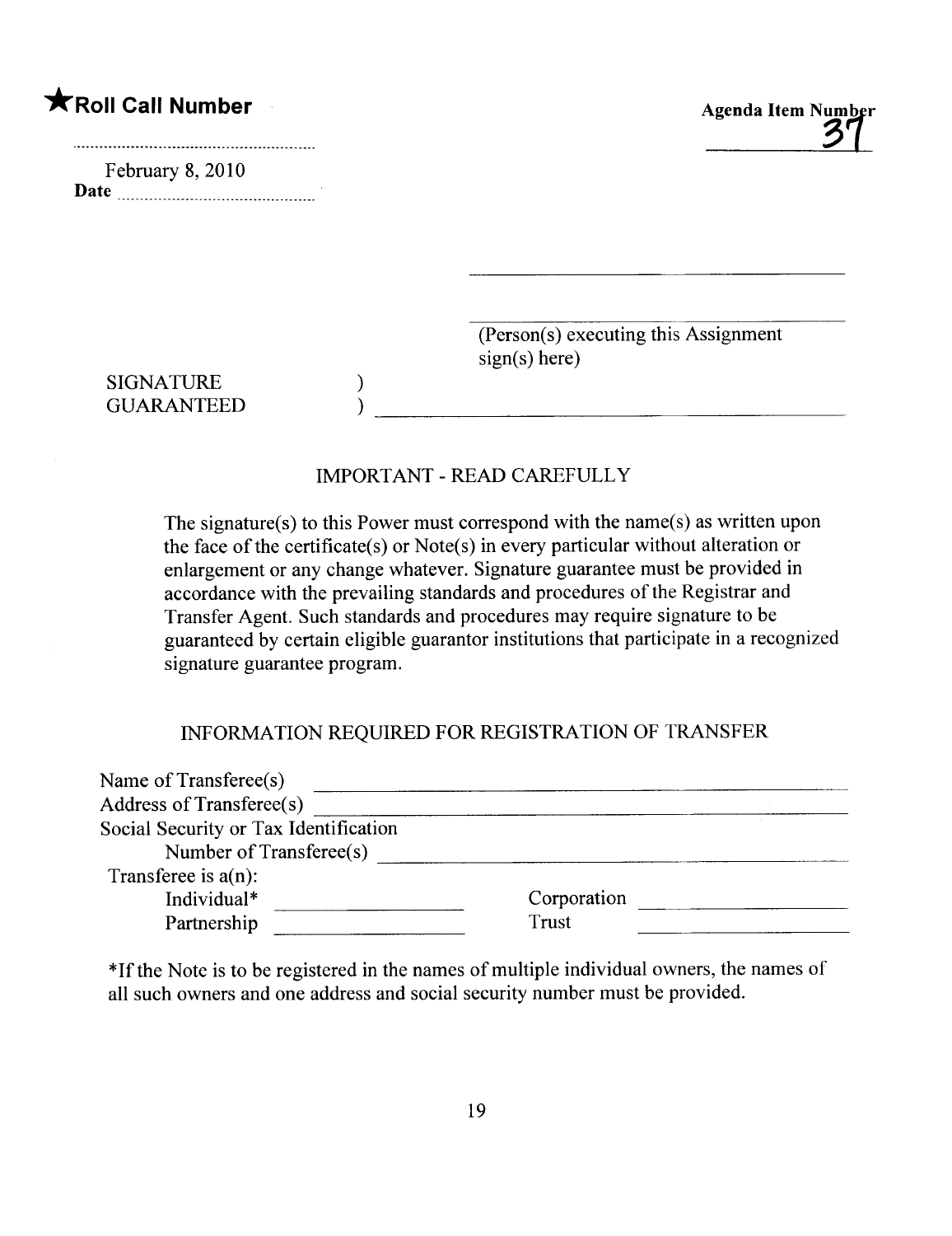**★Roll Call Number**

February 8, 2010
**Date** ..........................................

**Agenda Item Number**
37

______________________________________

______________________________________
(Person(s) executing this Assignment sign(s) here)

SIGNATURE )
GUARANTEED ) ______________________________________

IMPORTANT - READ CAREFULLY

The signature(s) to this Power must correspond with the name(s) as written upon the face of the certificate(s) or Note(s) in every particular without alteration or enlargement or any change whatever. Signature guarantee must be provided in accordance with the prevailing standards and procedures of the Registrar and Transfer Agent. Such standards and procedures may require signature to be guaranteed by certain eligible guarantor institutions that participate in a recognized signature guarantee program.

INFORMATION REQUIRED FOR REGISTRATION OF TRANSFER

Name of Transferee(s) ______________________________________
Address of Transferee(s) ______________________________________
Social Security or Tax Identification
Number of Transferee(s) ______________________________________
Transferee is a(n):
Individual* ______________ Corporation ______________
Partnership ______________ Trust ______________

*If the Note is to be registered in the names of multiple individual owners, the names of all such owners and one address and social security number must be provided.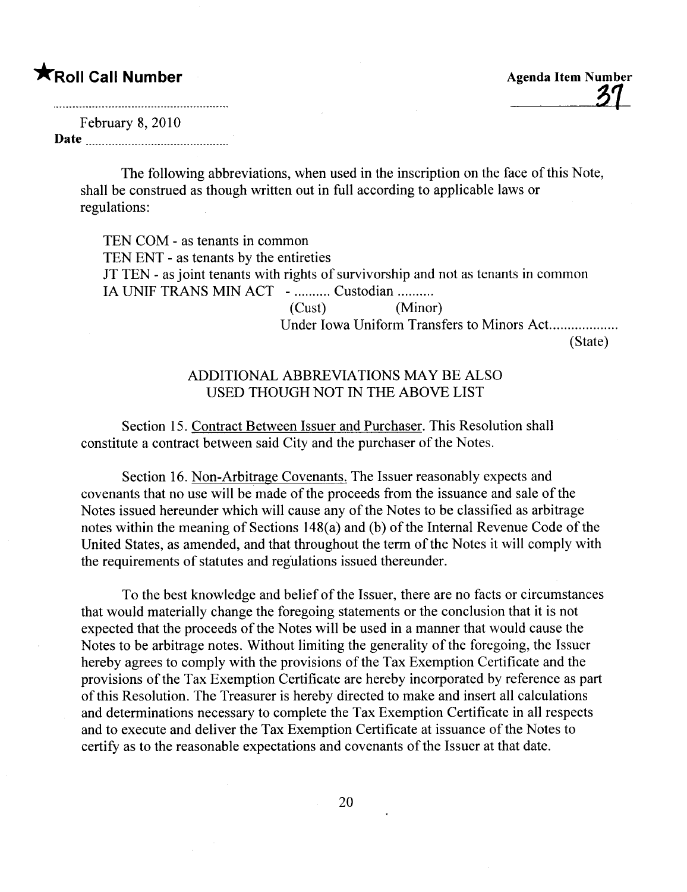★**Roll Call Number**

Agenda Item Number 37

February 8, 2010
Date

The following abbreviations, when used in the inscription on the face of this Note, shall be construed as though written out in full according to applicable laws or regulations:

TEN COM - as tenants in common
TEN ENT - as tenants by the entireties
JT TEN - as joint tenants with rights of survivorship and not as tenants in common
IA UNIF TRANS MIN ACT - .......... Custodian ..........
(Cust) (Minor)
Under Iowa Uniform Transfers to Minors Act..................
(State)

ADDITIONAL ABBREVIATIONS MAY BE ALSO USED THOUGH NOT IN THE ABOVE LIST

Section 15. Contract Between Issuer and Purchaser. This Resolution shall constitute a contract between said City and the purchaser of the Notes.

Section 16. Non-Arbitrage Covenants. The Issuer reasonably expects and covenants that no use will be made of the proceeds from the issuance and sale of the Notes issued hereunder which will cause any of the Notes to be classified as arbitrage notes within the meaning of Sections 148(a) and (b) of the Internal Revenue Code of the United States, as amended, and that throughout the term of the Notes it will comply with the requirements of statutes and regulations issued thereunder.

To the best knowledge and belief of the Issuer, there are no facts or circumstances that would materially change the foregoing statements or the conclusion that it is not expected that the proceeds of the Notes will be used in a manner that would cause the Notes to be arbitrage notes. Without limiting the generality of the foregoing, the Issuer hereby agrees to comply with the provisions of the Tax Exemption Certificate and the provisions of the Tax Exemption Certificate are hereby incorporated by reference as part of this Resolution. The Treasurer is hereby directed to make and insert all calculations and determinations necessary to complete the Tax Exemption Certificate in all respects and to execute and deliver the Tax Exemption Certificate at issuance of the Notes to certify as to the reasonable expectations and covenants of the Issuer at that date.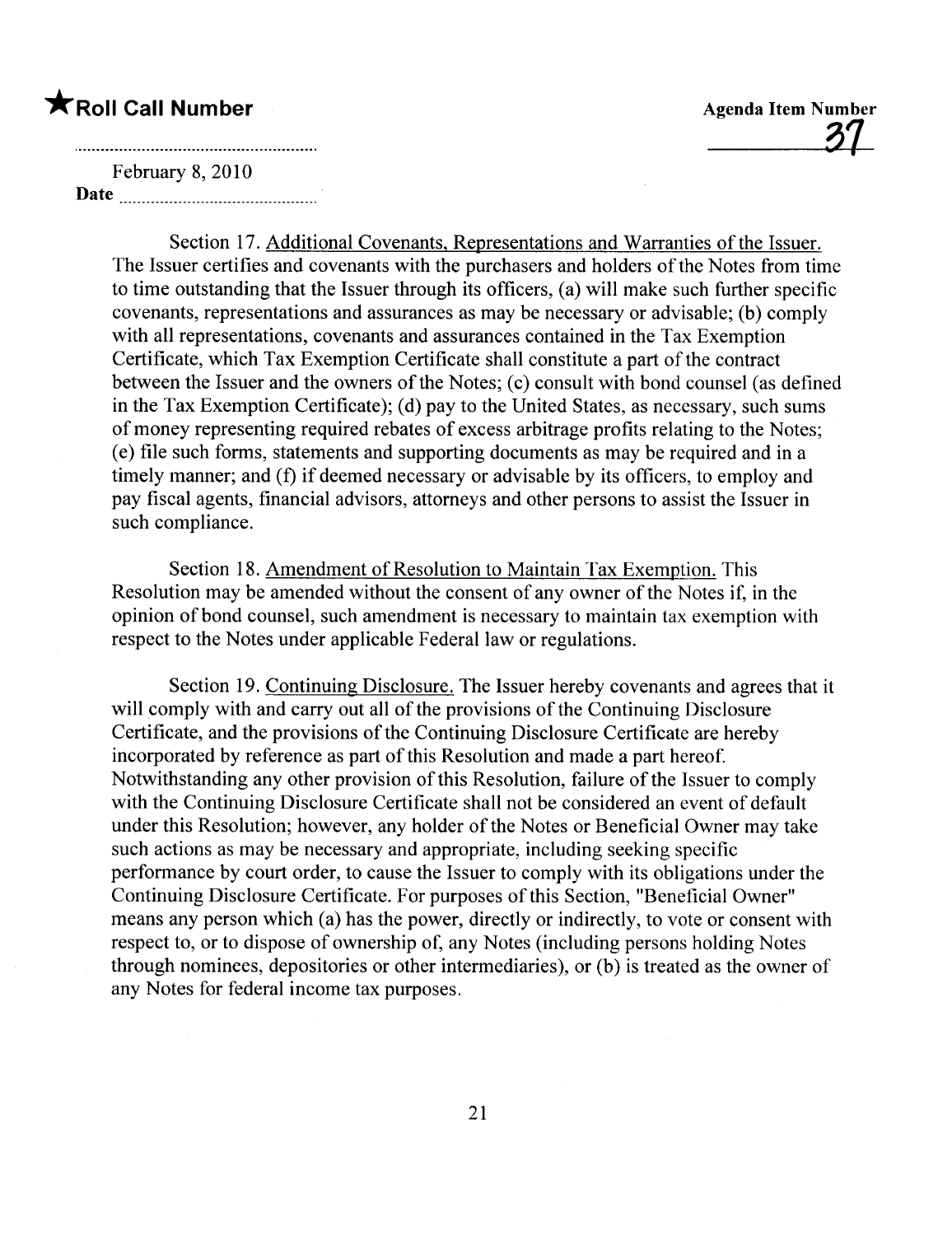★**Roll Call Number**

**Agenda Item Number**

37

February 8, 2010
Date

Section 17. Additional Covenants, Representations and Warranties of the Issuer. The Issuer certifies and covenants with the purchasers and holders of the Notes from time to time outstanding that the Issuer through its officers, (a) will make such further specific covenants, representations and assurances as may be necessary or advisable; (b) comply with all representations, covenants and assurances contained in the Tax Exemption Certificate, which Tax Exemption Certificate shall constitute a part of the contract between the Issuer and the owners of the Notes; (c) consult with bond counsel (as defined in the Tax Exemption Certificate); (d) pay to the United States, as necessary, such sums of money representing required rebates of excess arbitrage profits relating to the Notes; (e) file such forms, statements and supporting documents as may be required and in a timely manner; and (f) if deemed necessary or advisable by its officers, to employ and pay fiscal agents, financial advisors, attorneys and other persons to assist the Issuer in such compliance.

Section 18. Amendment of Resolution to Maintain Tax Exemption. This Resolution may be amended without the consent of any owner of the Notes if, in the opinion of bond counsel, such amendment is necessary to maintain tax exemption with respect to the Notes under applicable Federal law or regulations.

Section 19. Continuing Disclosure. The Issuer hereby covenants and agrees that it will comply with and carry out all of the provisions of the Continuing Disclosure Certificate, and the provisions of the Continuing Disclosure Certificate are hereby incorporated by reference as part of this Resolution and made a part hereof. Notwithstanding any other provision of this Resolution, failure of the Issuer to comply with the Continuing Disclosure Certificate shall not be considered an event of default under this Resolution; however, any holder of the Notes or Beneficial Owner may take such actions as may be necessary and appropriate, including seeking specific performance by court order, to cause the Issuer to comply with its obligations under the Continuing Disclosure Certificate. For purposes of this Section, "Beneficial Owner" means any person which (a) has the power, directly or indirectly, to vote or consent with respect to, or to dispose of ownership of, any Notes (including persons holding Notes through nominees, depositories or other intermediaries), or (b) is treated as the owner of any Notes for federal income tax purposes.